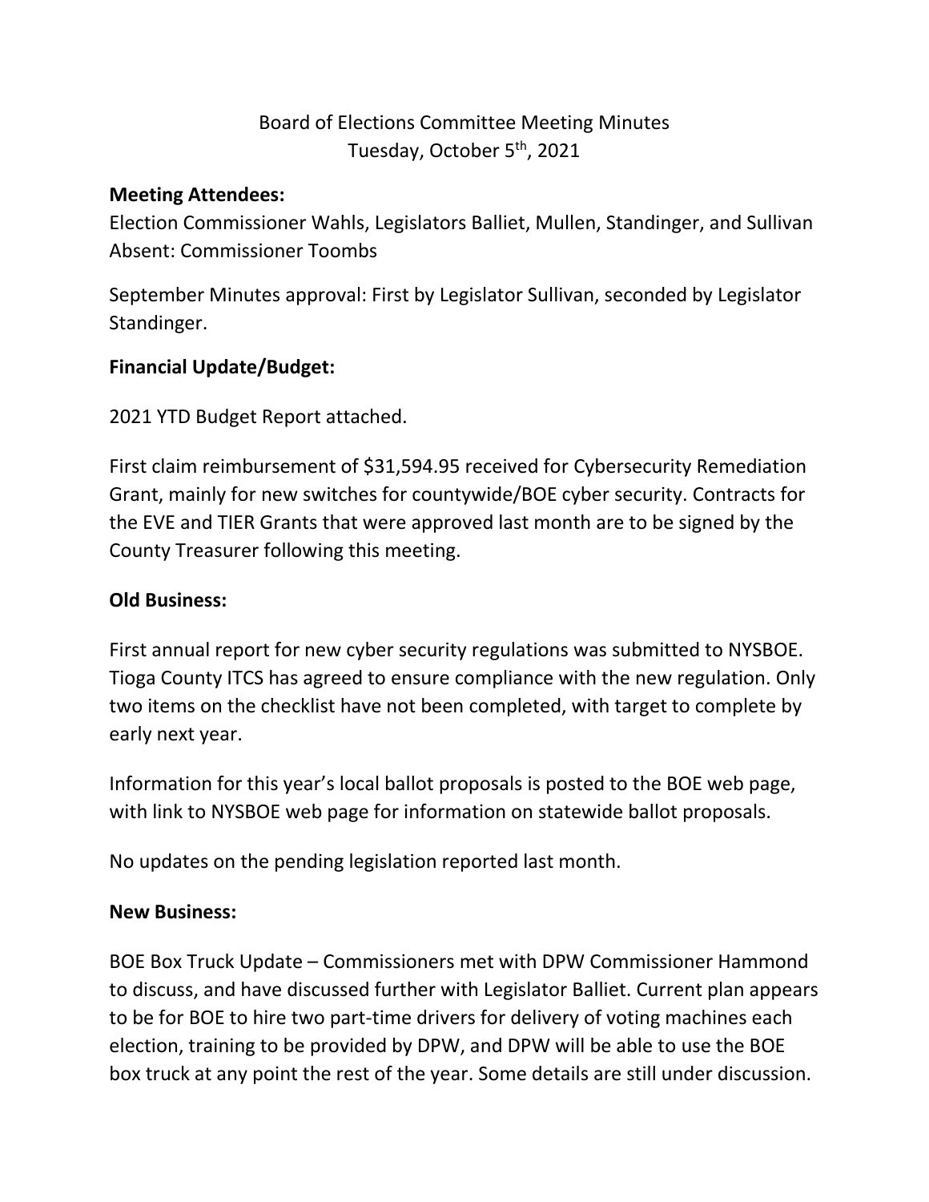Board of Elections Committee Meeting Minutes
Tuesday, October 5th, 2021

**Meeting Attendees:**
Election Commissioner Wahls, Legislators Balliet, Mullen, Standinger, and Sullivan
Absent: Commissioner Toombs

September Minutes approval: First by Legislator Sullivan, seconded by Legislator Standinger.

**Financial Update/Budget:**

2021 YTD Budget Report attached.

First claim reimbursement of $31,594.95 received for Cybersecurity Remediation Grant, mainly for new switches for countywide/BOE cyber security. Contracts for the EVE and TIER Grants that were approved last month are to be signed by the County Treasurer following this meeting.

**Old Business:**

First annual report for new cyber security regulations was submitted to NYSBOE. Tioga County ITCS has agreed to ensure compliance with the new regulation. Only two items on the checklist have not been completed, with target to complete by early next year.

Information for this year's local ballot proposals is posted to the BOE web page, with link to NYSBOE web page for information on statewide ballot proposals.

No updates on the pending legislation reported last month.

**New Business:**

BOE Box Truck Update – Commissioners met with DPW Commissioner Hammond to discuss, and have discussed further with Legislator Balliet. Current plan appears to be for BOE to hire two part-time drivers for delivery of voting machines each election, training to be provided by DPW, and DPW will be able to use the BOE box truck at any point the rest of the year. Some details are still under discussion.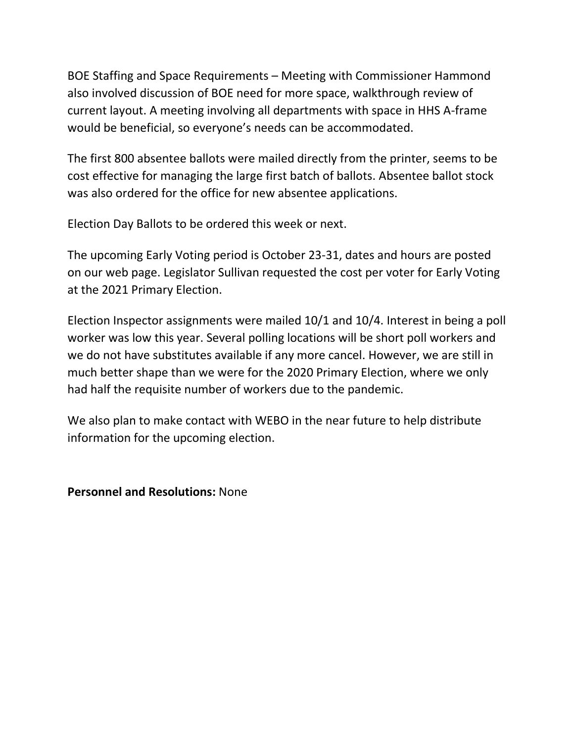BOE Staffing and Space Requirements – Meeting with Commissioner Hammond also involved discussion of BOE need for more space, walkthrough review of current layout. A meeting involving all departments with space in HHS A-frame would be beneficial, so everyone's needs can be accommodated.

The first 800 absentee ballots were mailed directly from the printer, seems to be cost effective for managing the large first batch of ballots. Absentee ballot stock was also ordered for the office for new absentee applications.

Election Day Ballots to be ordered this week or next.

The upcoming Early Voting period is October 23-31, dates and hours are posted on our web page. Legislator Sullivan requested the cost per voter for Early Voting at the 2021 Primary Election.

Election Inspector assignments were mailed 10/1 and 10/4. Interest in being a poll worker was low this year. Several polling locations will be short poll workers and we do not have substitutes available if any more cancel. However, we are still in much better shape than we were for the 2020 Primary Election, where we only had half the requisite number of workers due to the pandemic.

We also plan to make contact with WEBO in the near future to help distribute information for the upcoming election.

**Personnel and Resolutions:** None